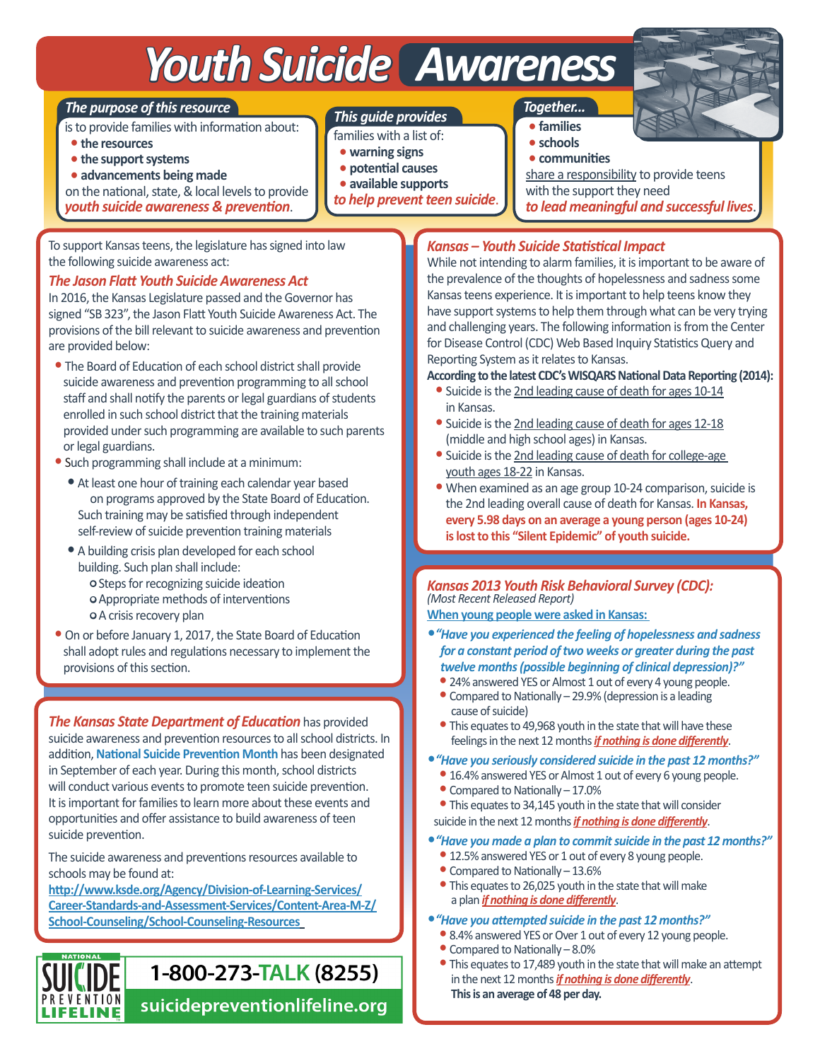# Youth Suicide Awareness

### The purpose of this resource

is to provide families with information about:

- **the resources**
- **the support systems**
- **advancements being made**

on the national, state, & local levels to provide *youth suicide awareness & prevention*.

### This guide provides

families with a list of:

- **warning signs**
- **potential causes**
- **available supports**

*to help prevent teen suicide*.

### Together...

- **families**
- **schools**
- **communities**

share a responsibility to provide teens with the support they need *to lead meaningful and successful lives*.

---

To support Kansas teens, the legislature has signed into law the following suicide awareness act:

### The Jason Flatt Youth Suicide Awareness Act

In 2016, the Kansas Legislature passed and the Governor has signed "SB 323", the Jason Flatt Youth Suicide Awareness Act. The provisions of the bill relevant to suicide awareness and prevention are provided below:

- The Board of Education of each school district shall provide suicide awareness and prevention programming to all school staff and shall notify the parents or legal guardians of students enrolled in such school district that the training materials provided under such programming are available to such parents or legal guardians.
- Such programming shall include at a minimum:
  - At least one hour of training each calendar year based on programs approved by the State Board of Education. Such training may be satisfied through independent self-review of suicide prevention training materials
  - A building crisis plan developed for each school building. Such plan shall include:
    - Steps for recognizing suicide ideation
    - Appropriate methods of interventions
    - A crisis recovery plan
- On or before January 1, 2017, the State Board of Education shall adopt rules and regulations necessary to implement the provisions of this section.

***The Kansas State Department of Education*** has provided suicide awareness and prevention resources to all school districts. In addition, **National Suicide Prevention Month** has been designated in September of each year. During this month, school districts will conduct various events to promote teen suicide prevention. It is important for families to learn more about these events and opportunities and offer assistance to build awareness of teen suicide prevention.

The suicide awareness and preventions resources available to schools may be found at:
**http://www.ksde.org/Agency/Division-of-Learning-Services/Career-Standards-and-Assessment-Services/Content-Area-M-Z/School-Counseling/School-Counseling-Resources**

NATIONAL SUICIDE PREVENTION LIFELINE

**1-800-273-TALK (8255)**

**suicidepreventionlifeline.org**

### Kansas – Youth Suicide Statistical Impact

While not intending to alarm families, it is important to be aware of the prevalence of the thoughts of hopelessness and sadness some Kansas teens experience. It is important to help teens know they have support systems to help them through what can be very trying and challenging years. The following information is from the Center for Disease Control (CDC) Web Based Inquiry Statistics Query and Reporting System as it relates to Kansas.

**According to the latest CDC's WISQARS National Data Reporting (2014):**

- Suicide is the 2nd leading cause of death for ages 10-14 in Kansas.
- Suicide is the 2nd leading cause of death for ages 12-18 (middle and high school ages) in Kansas.
- Suicide is the 2nd leading cause of death for college-age youth ages 18-22 in Kansas.
- When examined as an age group 10-24 comparison, suicide is the 2nd leading overall cause of death for Kansas. **In Kansas, every 5.98 days on an average a young person (ages 10-24) is lost to this "Silent Epidemic" of youth suicide.**

### Kansas 2013 Youth Risk Behavioral Survey (CDC):

*(Most Recent Released Report)*

**When young people were asked in Kansas:**

- ***"Have you experienced the feeling of hopelessness and sadness for a constant period of two weeks or greater during the past twelve months (possible beginning of clinical depression)?"***
  - 24% answered YES or Almost 1 out of every 4 young people.
  - Compared to Nationally – 29.9% (depression is a leading cause of suicide)
  - This equates to 49,968 youth in the state that will have these feelings in the next 12 months ***if nothing is done differently***.
- ***"Have you seriously considered suicide in the past 12 months?"***
  - 16.4% answered YES or Almost 1 out of every 6 young people.
  - Compared to Nationally – 17.0%
  - This equates to 34,145 youth in the state that will consider suicide in the next 12 months ***if nothing is done differently***.
- ***"Have you made a plan to commit suicide in the past 12 months?"***
  - 12.5% answered YES or 1 out of every 8 young people.
  - Compared to Nationally – 13.6%
  - This equates to 26,025 youth in the state that will make a plan ***if nothing is done differently***.
- ***"Have you attempted suicide in the past 12 months?"***
  - 8.4% answered YES or Over 1 out of every 12 young people.
  - Compared to Nationally – 8.0%
  - This equates to 17,489 youth in the state that will make an attempt in the next 12 months ***if nothing is done differently***. **This is an average of 48 per day.**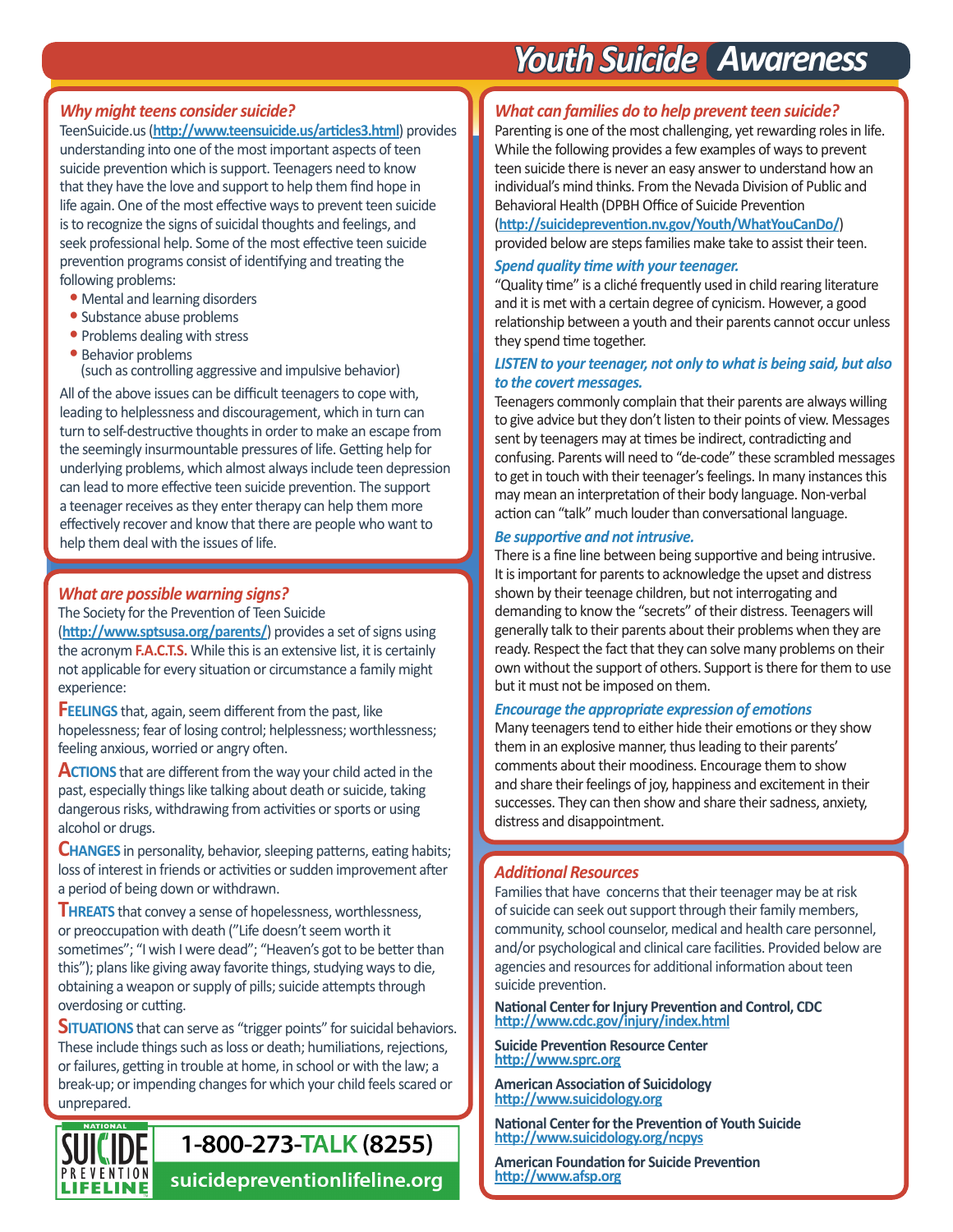# Youth Suicide Awareness

### Why might teens consider suicide?

TeenSuicide.us (http://www.teensuicide.us/articles3.html) provides understanding into one of the most important aspects of teen suicide prevention which is support. Teenagers need to know that they have the love and support to help them find hope in life again. One of the most effective ways to prevent teen suicide is to recognize the signs of suicidal thoughts and feelings, and seek professional help. Some of the most effective teen suicide prevention programs consist of identifying and treating the following problems:

- Mental and learning disorders
- Substance abuse problems
- Problems dealing with stress
- Behavior problems (such as controlling aggressive and impulsive behavior)

All of the above issues can be difficult teenagers to cope with, leading to helplessness and discouragement, which in turn can turn to self-destructive thoughts in order to make an escape from the seemingly insurmountable pressures of life. Getting help for underlying problems, which almost always include teen depression can lead to more effective teen suicide prevention. The support a teenager receives as they enter therapy can help them more effectively recover and know that there are people who want to help them deal with the issues of life.

### What are possible warning signs?

The Society for the Prevention of Teen Suicide (http://www.sptsusa.org/parents/) provides a set of signs using the acronym **F.A.C.T.S.** While this is an extensive list, it is certainly not applicable for every situation or circumstance a family might experience:

**FEELINGS** that, again, seem different from the past, like hopelessness; fear of losing control; helplessness; worthlessness; feeling anxious, worried or angry often.

**ACTIONS** that are different from the way your child acted in the past, especially things like talking about death or suicide, taking dangerous risks, withdrawing from activities or sports or using alcohol or drugs.

**CHANGES** in personality, behavior, sleeping patterns, eating habits; loss of interest in friends or activities or sudden improvement after a period of being down or withdrawn.

**THREATS** that convey a sense of hopelessness, worthlessness, or preoccupation with death ("Life doesn't seem worth it sometimes"; "I wish I were dead"; "Heaven's got to be better than this"); plans like giving away favorite things, studying ways to die, obtaining a weapon or supply of pills; suicide attempts through overdosing or cutting.

**SITUATIONS** that can serve as "trigger points" for suicidal behaviors. These include things such as loss or death; humiliations, rejections, or failures, getting in trouble at home, in school or with the law; a break-up; or impending changes for which your child feels scared or unprepared.

National Suicide Prevention Lifeline

**1-800-273-TALK (8255)**

**suicidepreventionlifeline.org**

### What can families do to help prevent teen suicide?

Parenting is one of the most challenging, yet rewarding roles in life. While the following provides a few examples of ways to prevent teen suicide there is never an easy answer to understand how an individual's mind thinks. From the Nevada Division of Public and Behavioral Health (DPBH Office of Suicide Prevention (http://suicideprevention.nv.gov/Youth/WhatYouCanDo/) provided below are steps families make take to assist their teen.

#### *Spend quality time with your teenager.*

"Quality time" is a cliché frequently used in child rearing literature and it is met with a certain degree of cynicism. However, a good relationship between a youth and their parents cannot occur unless they spend time together.

#### *LISTEN to your teenager, not only to what is being said, but also to the covert messages.*

Teenagers commonly complain that their parents are always willing to give advice but they don't listen to their points of view. Messages sent by teenagers may at times be indirect, contradicting and confusing. Parents will need to "de-code" these scrambled messages to get in touch with their teenager's feelings. In many instances this may mean an interpretation of their body language. Non-verbal action can "talk" much louder than conversational language.

#### *Be supportive and not intrusive.*

There is a fine line between being supportive and being intrusive. It is important for parents to acknowledge the upset and distress shown by their teenage children, but not interrogating and demanding to know the "secrets" of their distress. Teenagers will generally talk to their parents about their problems when they are ready. Respect the fact that they can solve many problems on their own without the support of others. Support is there for them to use but it must not be imposed on them.

#### *Encourage the appropriate expression of emotions*

Many teenagers tend to either hide their emotions or they show them in an explosive manner, thus leading to their parents' comments about their moodiness. Encourage them to show and share their feelings of joy, happiness and excitement in their successes. They can then show and share their sadness, anxiety, distress and disappointment.

### Additional Resources

Families that have concerns that their teenager may be at risk of suicide can seek out support through their family members, community, school counselor, medical and health care personnel, and/or psychological and clinical care facilities. Provided below are agencies and resources for additional information about teen suicide prevention.

**National Center for Injury Prevention and Control, CDC**
http://www.cdc.gov/injury/index.html

**Suicide Prevention Resource Center**
http://www.sprc.org

**American Association of Suicidology**
http://www.suicidology.org

**National Center for the Prevention of Youth Suicide**
http://www.suicidology.org/ncpys

**American Foundation for Suicide Prevention**
http://www.afsp.org